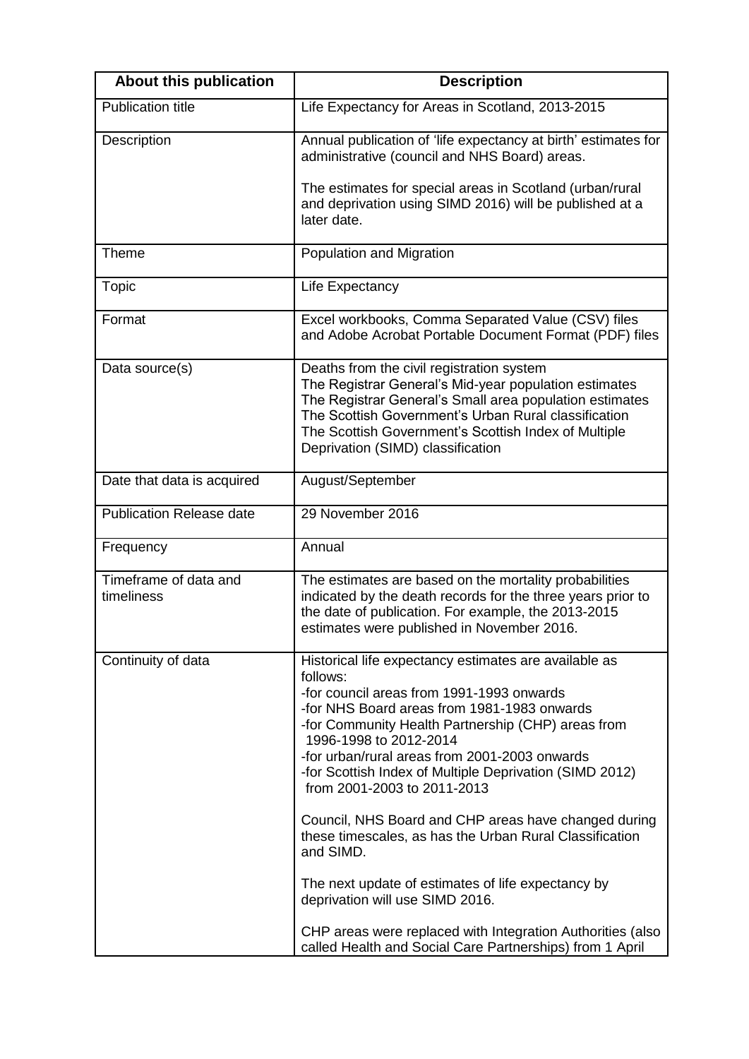| About this publication | Description |
| --- | --- |
| Publication title | Life Expectancy for Areas in Scotland, 2013-2015 |
| Description | Annual publication of 'life expectancy at birth' estimates for administrative (council and NHS Board) areas.<br><br>The estimates for special areas in Scotland (urban/rural and deprivation using SIMD 2016) will be published at a later date. |
| Theme | Population and Migration |
| Topic | Life Expectancy |
| Format | Excel workbooks, Comma Separated Value (CSV) files and Adobe Acrobat Portable Document Format (PDF) files |
| Data source(s) | Deaths from the civil registration system<br>The Registrar General's Mid-year population estimates<br>The Registrar General's Small area population estimates<br>The Scottish Government's Urban Rural classification<br>The Scottish Government's Scottish Index of Multiple Deprivation (SIMD) classification |
| Date that data is acquired | August/September |
| Publication Release date | 29 November 2016 |
| Frequency | Annual |
| Timeframe of data and timeliness | The estimates are based on the mortality probabilities indicated by the death records for the three years prior to the date of publication. For example, the 2013-2015 estimates were published in November 2016. |
| Continuity of data | Historical life expectancy estimates are available as follows:<br>-for council areas from 1991-1993 onwards<br>-for NHS Board areas from 1981-1983 onwards<br>-for Community Health Partnership (CHP) areas from 1996-1998 to 2012-2014<br>-for urban/rural areas from 2001-2003 onwards<br>-for Scottish Index of Multiple Deprivation (SIMD 2012) from 2001-2003 to 2011-2013<br><br>Council, NHS Board and CHP areas have changed during these timescales, as has the Urban Rural Classification and SIMD.<br><br>The next update of estimates of life expectancy by deprivation will use SIMD 2016.<br><br>CHP areas were replaced with Integration Authorities (also called Health and Social Care Partnerships) from 1 April |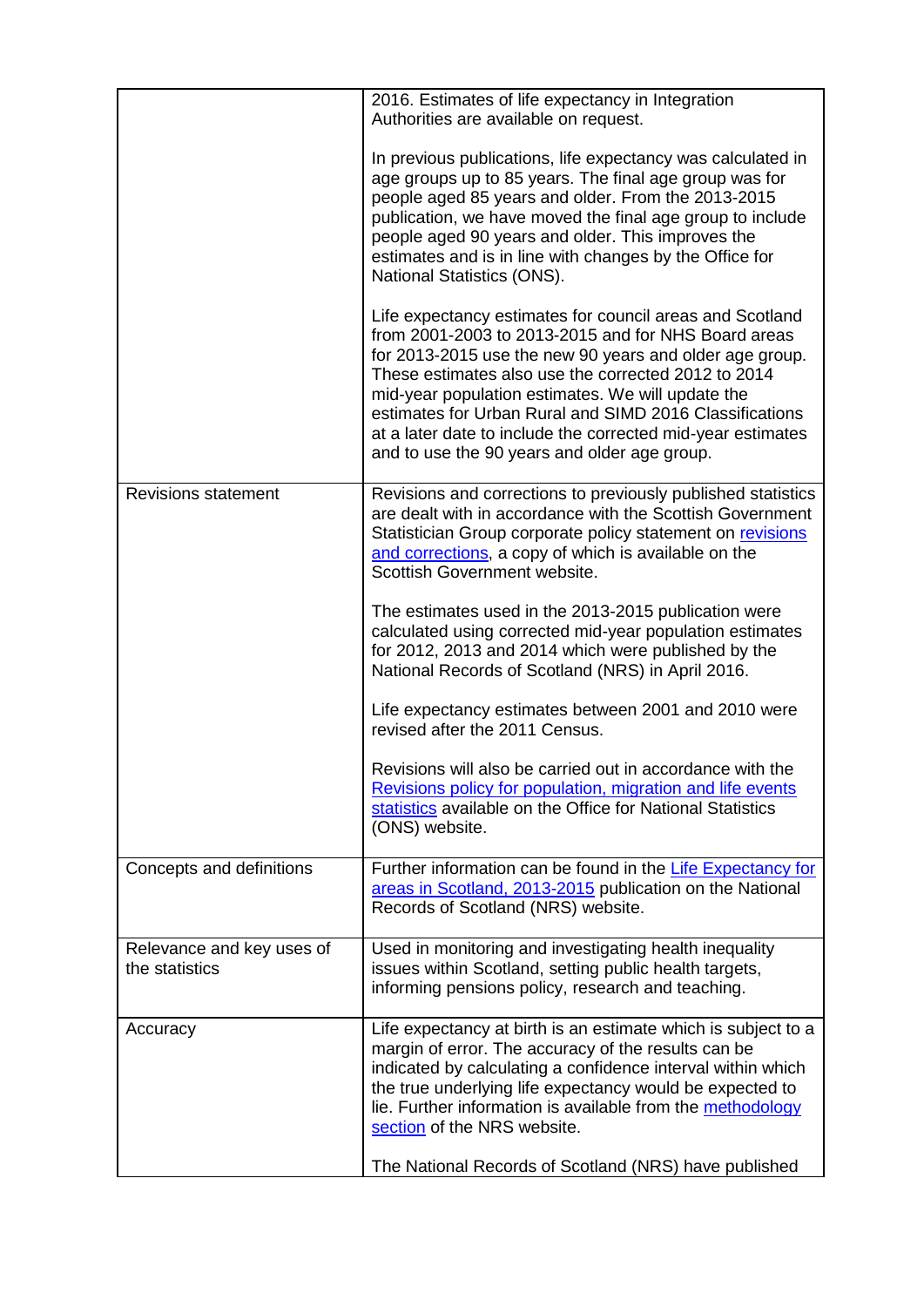| | |
|---|---|
| | 2016. Estimates of life expectancy in Integration Authorities are available on request.<br><br>In previous publications, life expectancy was calculated in age groups up to 85 years. The final age group was for people aged 85 years and older. From the 2013-2015 publication, we have moved the final age group to include people aged 90 years and older. This improves the estimates and is in line with changes by the Office for National Statistics (ONS).<br><br>Life expectancy estimates for council areas and Scotland from 2001-2003 to 2013-2015 and for NHS Board areas for 2013-2015 use the new 90 years and older age group. These estimates also use the corrected 2012 to 2014 mid-year population estimates. We will update the estimates for Urban Rural and SIMD 2016 Classifications at a later date to include the corrected mid-year estimates and to use the 90 years and older age group. |
| Revisions statement | Revisions and corrections to previously published statistics are dealt with in accordance with the Scottish Government Statistician Group corporate policy statement on revisions and corrections, a copy of which is available on the Scottish Government website.<br><br>The estimates used in the 2013-2015 publication were calculated using corrected mid-year population estimates for 2012, 2013 and 2014 which were published by the National Records of Scotland (NRS) in April 2016.<br><br>Life expectancy estimates between 2001 and 2010 were revised after the 2011 Census.<br><br>Revisions will also be carried out in accordance with the Revisions policy for population, migration and life events statistics available on the Office for National Statistics (ONS) website. |
| Concepts and definitions | Further information can be found in the Life Expectancy for areas in Scotland, 2013-2015 publication on the National Records of Scotland (NRS) website. |
| Relevance and key uses of the statistics | Used in monitoring and investigating health inequality issues within Scotland, setting public health targets, informing pensions policy, research and teaching. |
| Accuracy | Life expectancy at birth is an estimate which is subject to a margin of error. The accuracy of the results can be indicated by calculating a confidence interval within which the true underlying life expectancy would be expected to lie. Further information is available from the methodology section of the NRS website.<br><br>The National Records of Scotland (NRS) have published |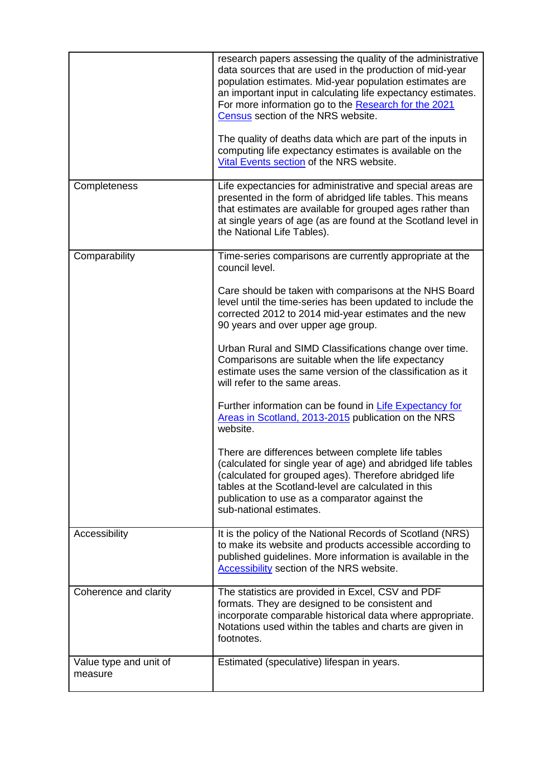| | |
|---|---|
| | research papers assessing the quality of the administrative data sources that are used in the production of mid-year population estimates. Mid-year population estimates are an important input in calculating life expectancy estimates. For more information go to the Research for the 2021 Census section of the NRS website.<br><br>The quality of deaths data which are part of the inputs in computing life expectancy estimates is available on the Vital Events section of the NRS website. |
| Completeness | Life expectancies for administrative and special areas are presented in the form of abridged life tables. This means that estimates are available for grouped ages rather than at single years of age (as are found at the Scotland level in the National Life Tables). |
| Comparability | Time-series comparisons are currently appropriate at the council level.<br><br>Care should be taken with comparisons at the NHS Board level until the time-series has been updated to include the corrected 2012 to 2014 mid-year estimates and the new 90 years and over upper age group.<br><br>Urban Rural and SIMD Classifications change over time. Comparisons are suitable when the life expectancy estimate uses the same version of the classification as it will refer to the same areas.<br><br>Further information can be found in Life Expectancy for Areas in Scotland, 2013-2015 publication on the NRS website.<br><br>There are differences between complete life tables (calculated for single year of age) and abridged life tables (calculated for grouped ages). Therefore abridged life tables at the Scotland-level are calculated in this publication to use as a comparator against the sub-national estimates. |
| Accessibility | It is the policy of the National Records of Scotland (NRS) to make its website and products accessible according to published guidelines. More information is available in the Accessibility section of the NRS website. |
| Coherence and clarity | The statistics are provided in Excel, CSV and PDF formats. They are designed to be consistent and incorporate comparable historical data where appropriate. Notations used within the tables and charts are given in footnotes. |
| Value type and unit of measure | Estimated (speculative) lifespan in years. |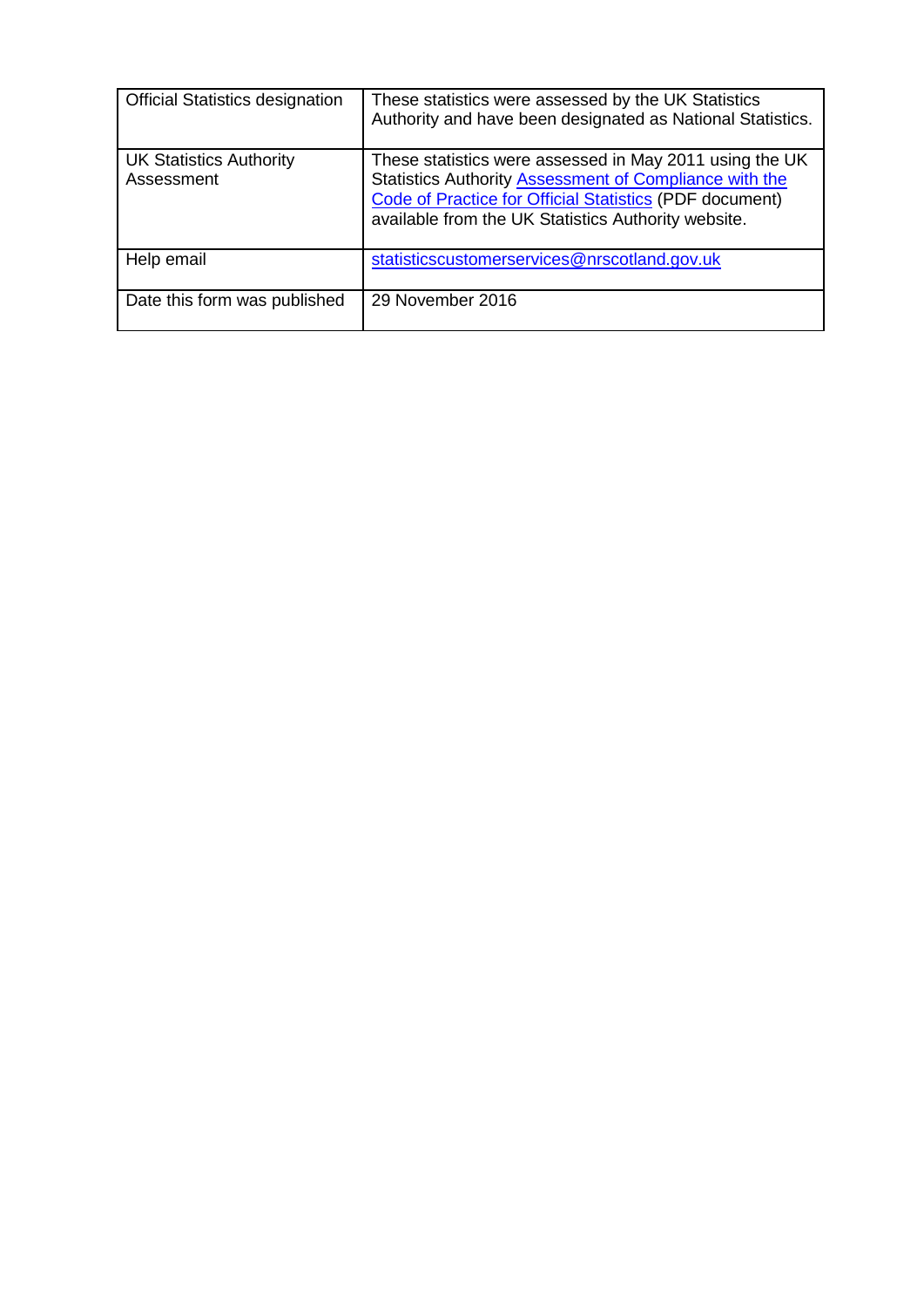| | |
|---|---|
| Official Statistics designation | These statistics were assessed by the UK Statistics Authority and have been designated as National Statistics. |
| UK Statistics Authority Assessment | These statistics were assessed in May 2011 using the UK Statistics Authority [Assessment of Compliance with the Code of Practice for Official Statistics](#) (PDF document) available from the UK Statistics Authority website. |
| Help email | statisticscustomerservices@nrscotland.gov.uk |
| Date this form was published | 29 November 2016 |